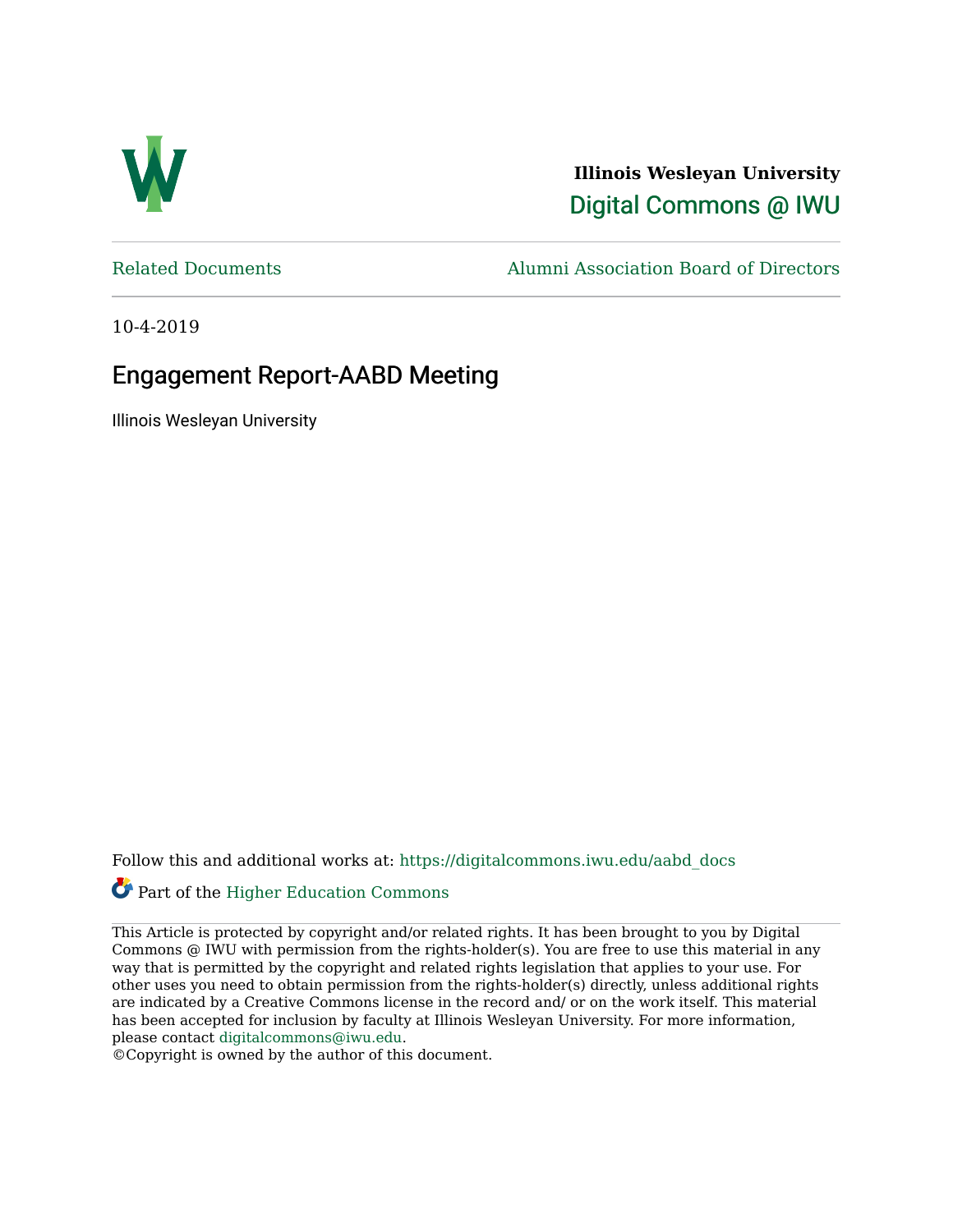**Illinois Wesleyan University**
Digital Commons @ IWU

Related Documents | Alumni Association Board of Directors

10-4-2019

# Engagement Report-AABD Meeting

Illinois Wesleyan University

Follow this and additional works at: https://digitalcommons.iwu.edu/aabd_docs

Part of the Higher Education Commons

This Article is protected by copyright and/or related rights. It has been brought to you by Digital Commons @ IWU with permission from the rights-holder(s). You are free to use this material in any way that is permitted by the copyright and related rights legislation that applies to your use. For other uses you need to obtain permission from the rights-holder(s) directly, unless additional rights are indicated by a Creative Commons license in the record and/ or on the work itself. This material has been accepted for inclusion by faculty at Illinois Wesleyan University. For more information, please contact digitalcommons@iwu.edu.
©Copyright is owned by the author of this document.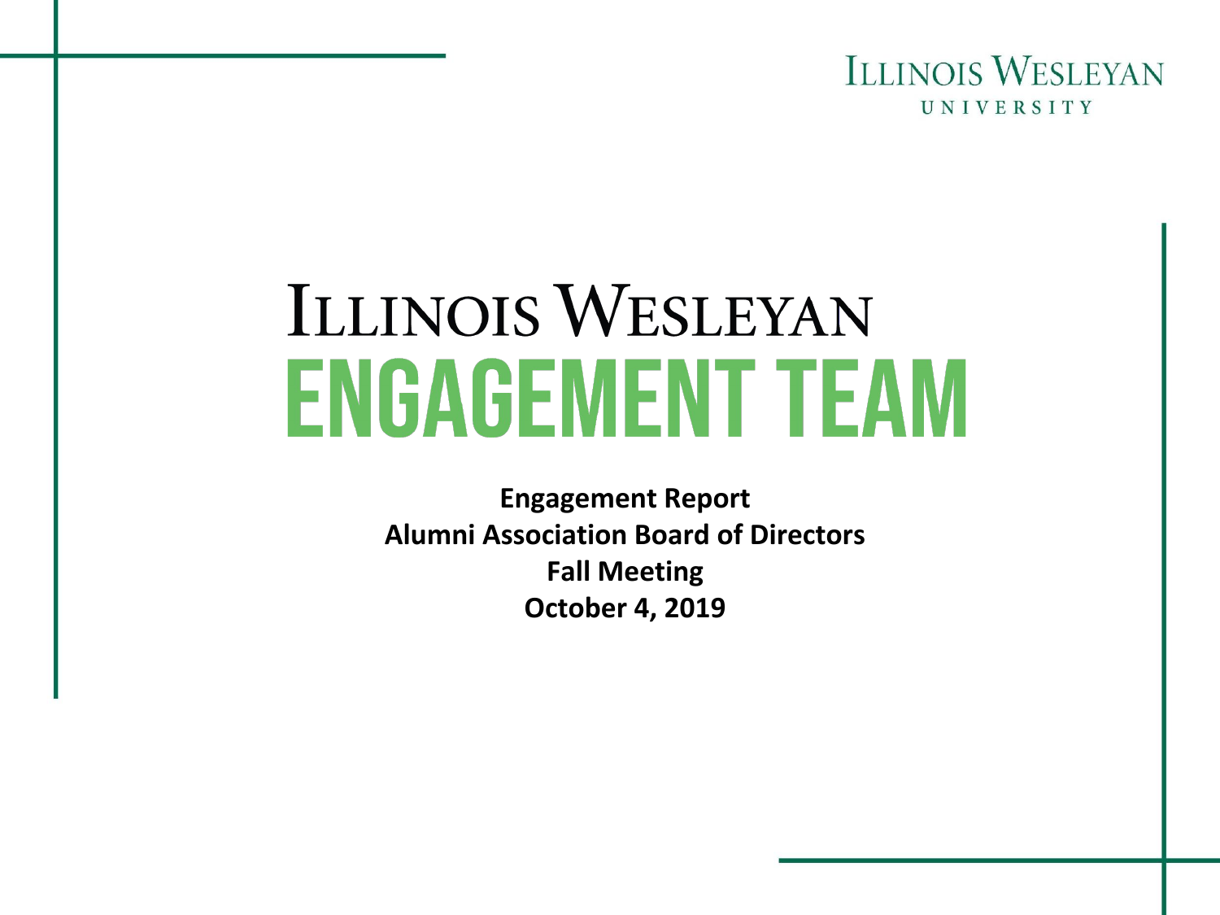Illinois Wesleyan University

# Illinois Wesleyan

# ENGAGEMENT TEAM

**Engagement Report**
**Alumni Association Board of Directors**
**Fall Meeting**
**October 4, 2019**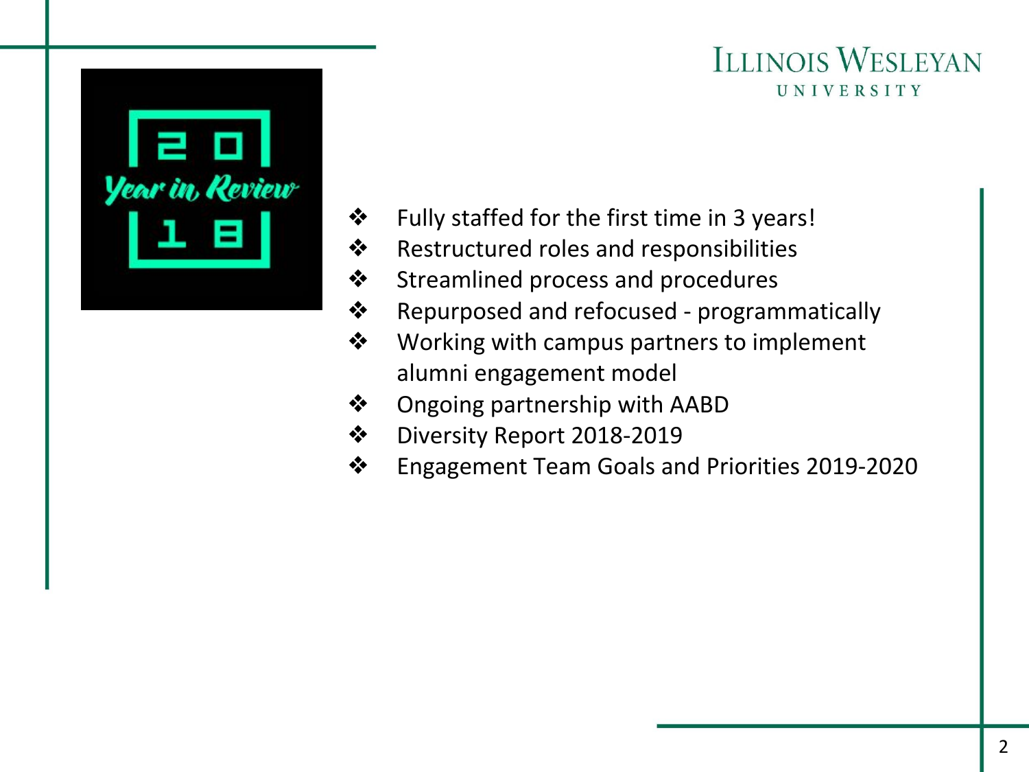Illinois Wesleyan University

2018 Year in Review

- Fully staffed for the first time in 3 years!
- Restructured roles and responsibilities
- Streamlined process and procedures
- Repurposed and refocused - programmatically
- Working with campus partners to implement alumni engagement model
- Ongoing partnership with AABD
- Diversity Report 2018-2019
- Engagement Team Goals and Priorities 2019-2020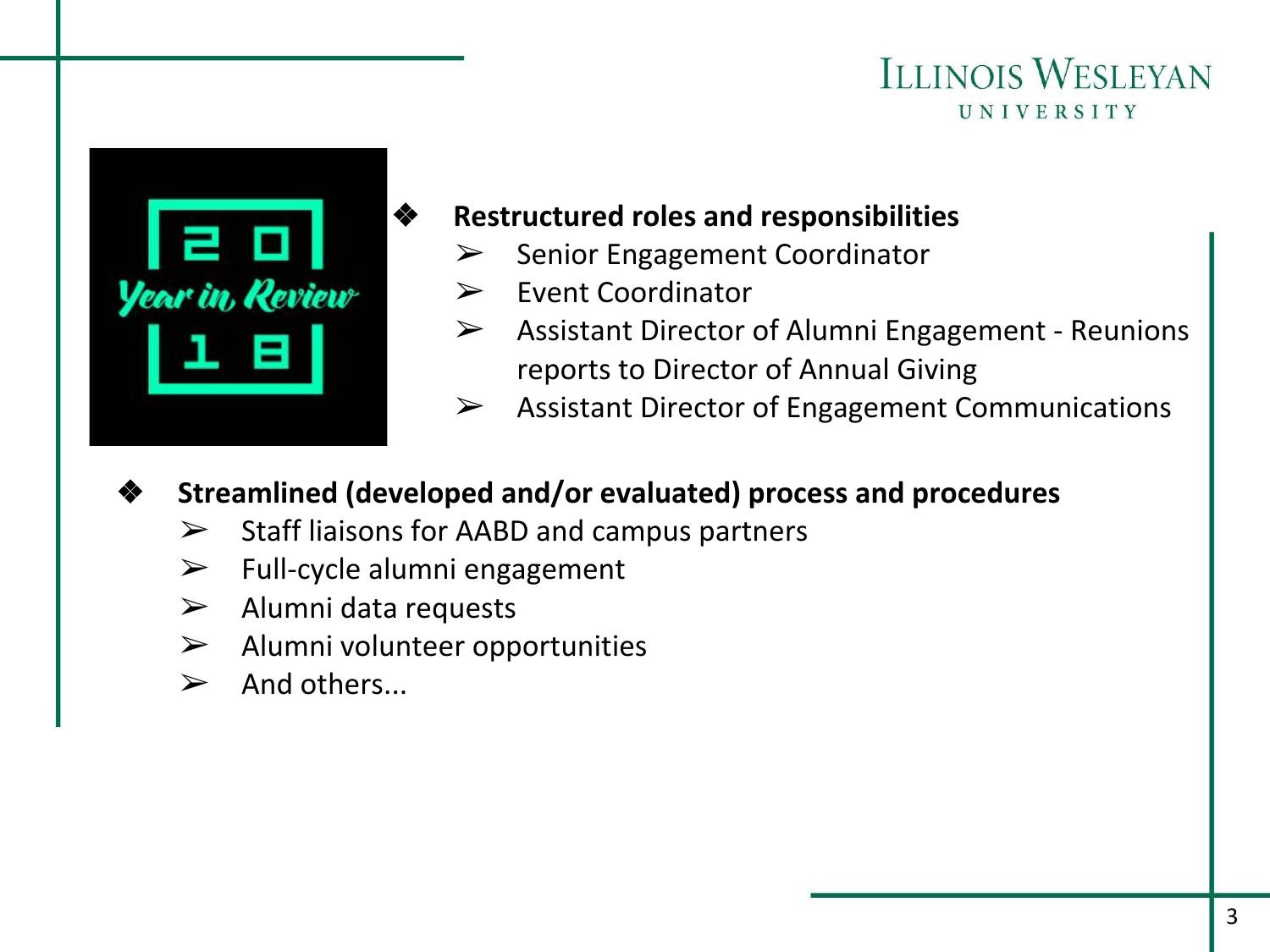- **Restructured roles and responsibilities**
  - Senior Engagement Coordinator
  - Event Coordinator
  - Assistant Director of Alumni Engagement - Reunions reports to Director of Annual Giving
  - Assistant Director of Engagement Communications

- **Streamlined (developed and/or evaluated) process and procedures**
  - Staff liaisons for AABD and campus partners
  - Full-cycle alumni engagement
  - Alumni data requests
  - Alumni volunteer opportunities
  - And others...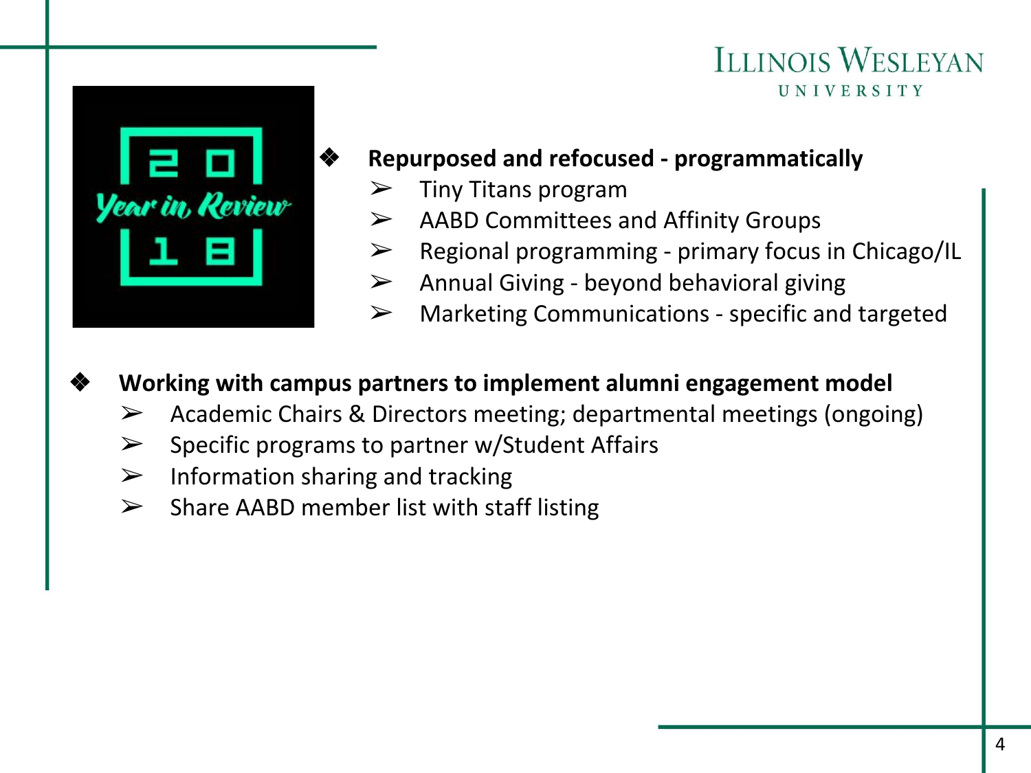- **Repurposed and refocused - programmatically**
  - Tiny Titans program
  - AABD Committees and Affinity Groups
  - Regional programming - primary focus in Chicago/IL
  - Annual Giving - beyond behavioral giving
  - Marketing Communications - specific and targeted

- **Working with campus partners to implement alumni engagement model**
  - Academic Chairs & Directors meeting; departmental meetings (ongoing)
  - Specific programs to partner w/Student Affairs
  - Information sharing and tracking
  - Share AABD member list with staff listing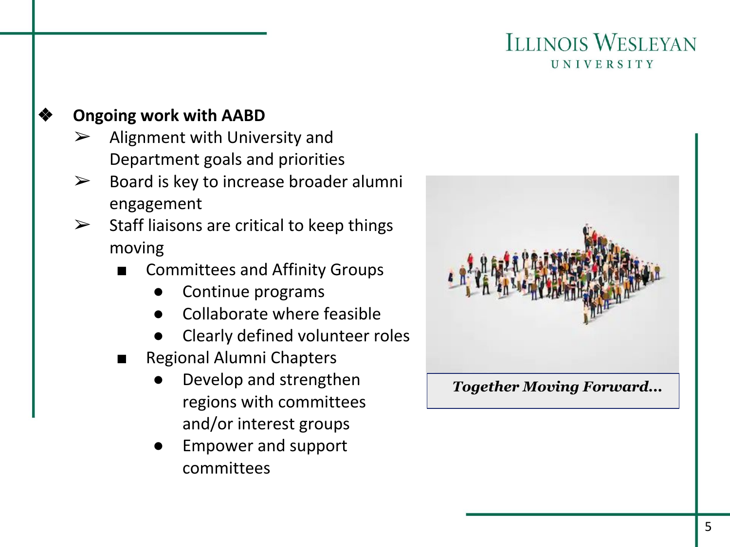- **Ongoing work with AABD**
  - Alignment with University and Department goals and priorities
  - Board is key to increase broader alumni engagement
  - Staff liaisons are critical to keep things moving
    - Committees and Affinity Groups
      - Continue programs
      - Collaborate where feasible
      - Clearly defined volunteer roles
    - Regional Alumni Chapters
      - Develop and strengthen regions with committees and/or interest groups
      - Empower and support committees

***Together Moving Forward…***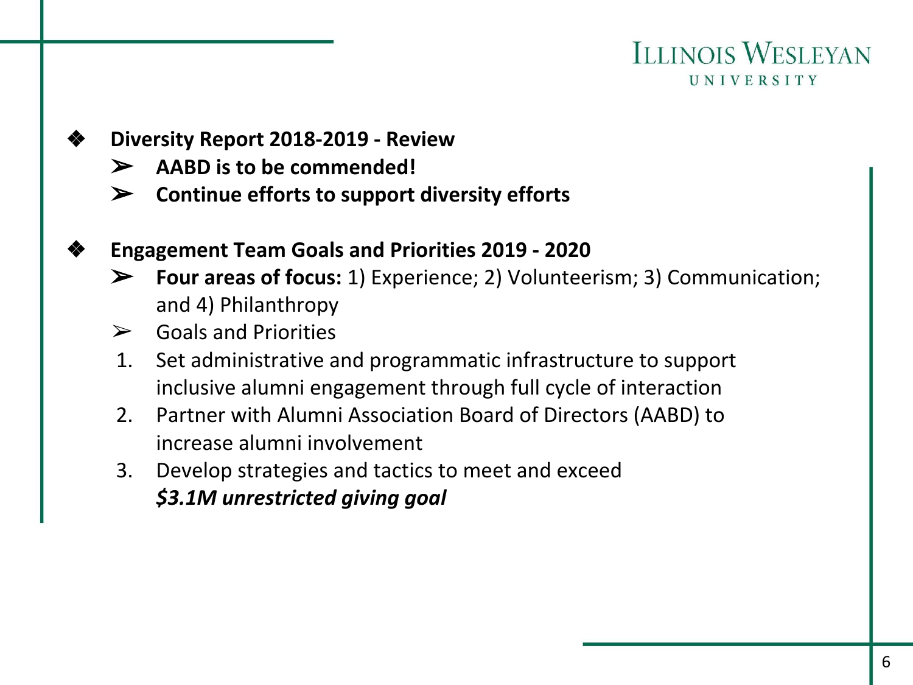- **Diversity Report 2018-2019 - Review**
  - **AABD is to be commended!**
  - **Continue efforts to support diversity efforts**

- **Engagement Team Goals and Priorities 2019 - 2020**
  - **Four areas of focus:** 1) Experience; 2) Volunteerism; 3) Communication; and 4) Philanthropy
  - Goals and Priorities

  1. Set administrative and programmatic infrastructure to support inclusive alumni engagement through full cycle of interaction
  2. Partner with Alumni Association Board of Directors (AABD) to increase alumni involvement
  3. Develop strategies and tactics to meet and exceed ***$3.1M unrestricted giving goal***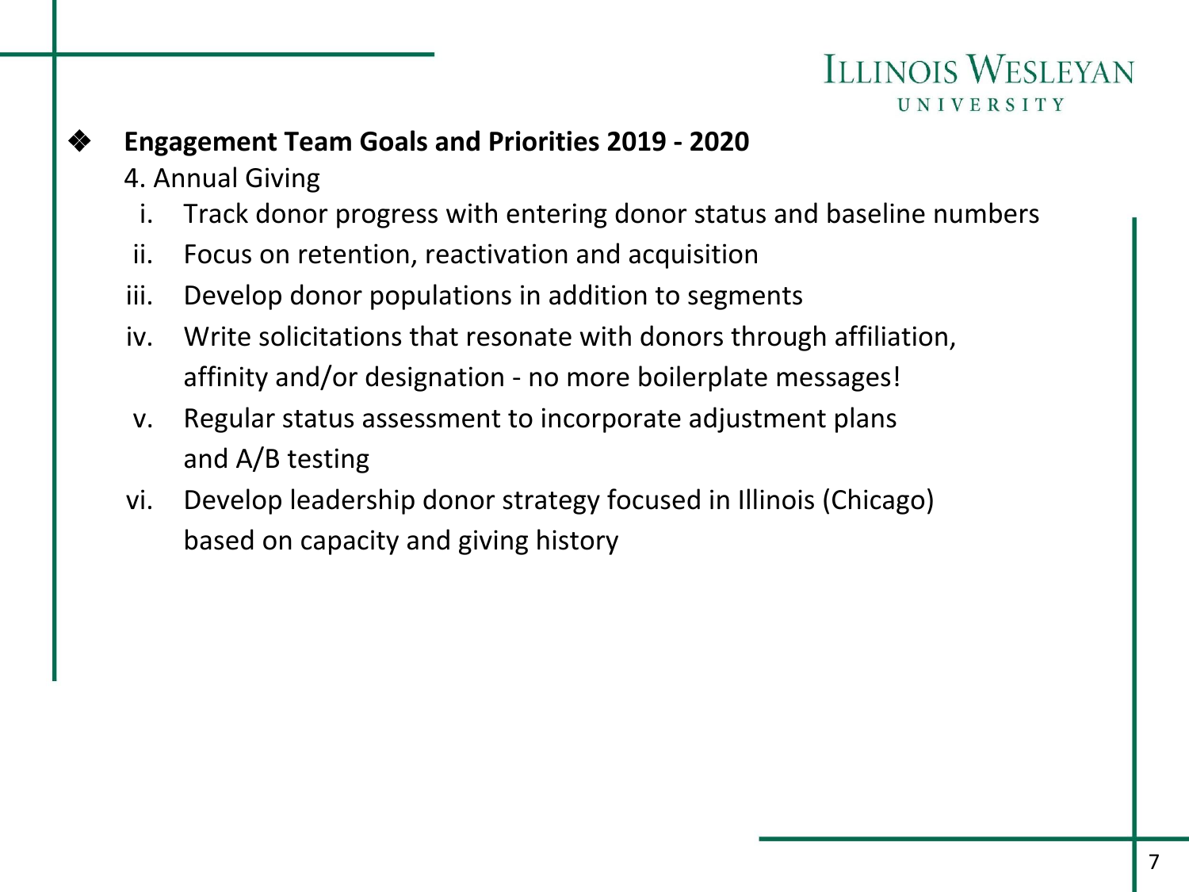- **Engagement Team Goals and Priorities 2019 - 2020**

  4. Annual Giving
     1. Track donor progress with entering donor status and baseline numbers
     2. Focus on retention, reactivation and acquisition
     3. Develop donor populations in addition to segments
     4. Write solicitations that resonate with donors through affiliation, affinity and/or designation - no more boilerplate messages!
     5. Regular status assessment to incorporate adjustment plans and A/B testing
     6. Develop leadership donor strategy focused in Illinois (Chicago) based on capacity and giving history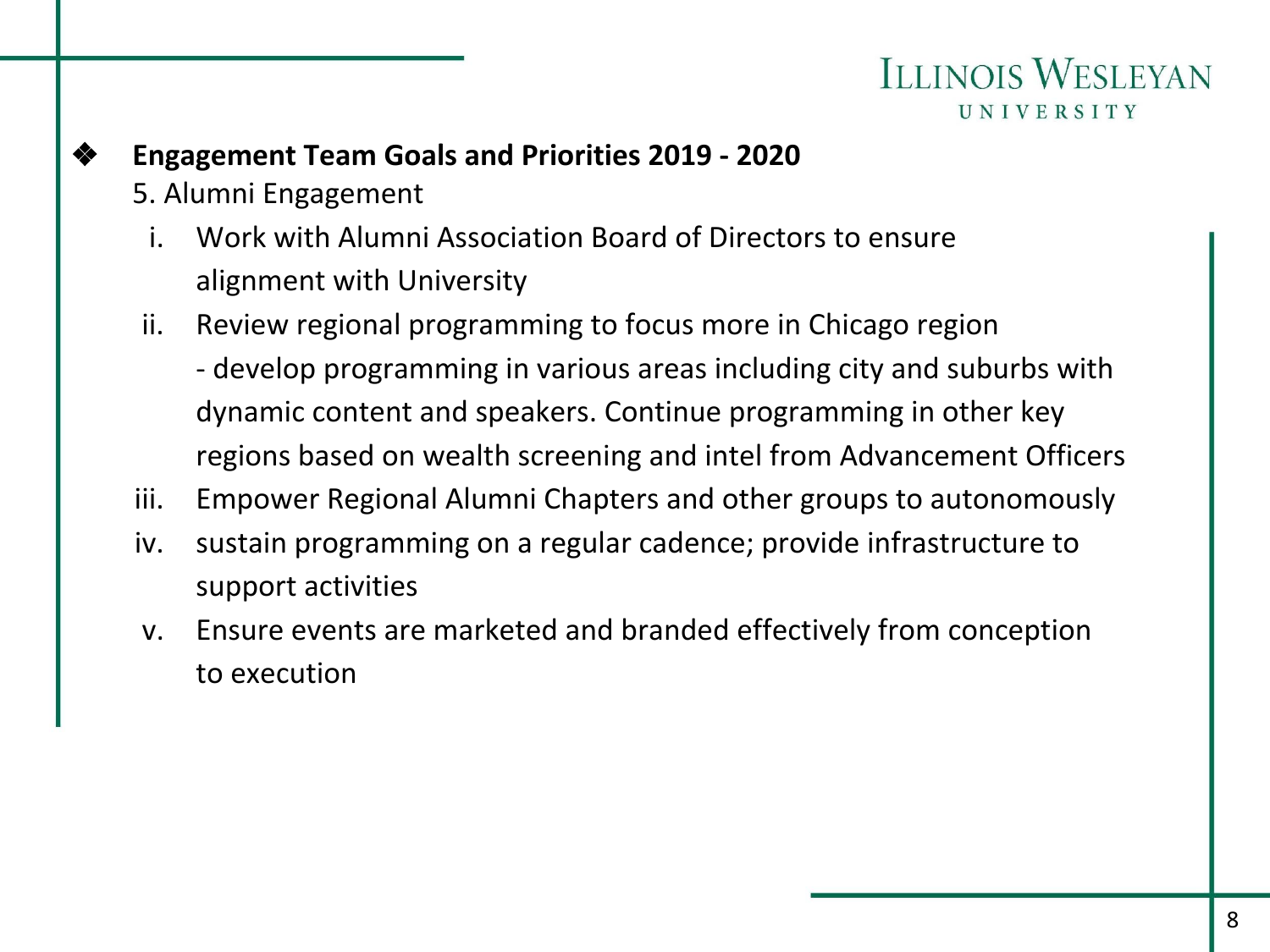- **Engagement Team Goals and Priorities 2019 - 2020**

  5. Alumni Engagement

     i. Work with Alumni Association Board of Directors to ensure alignment with University

     ii. Review regional programming to focus more in Chicago region
     - develop programming in various areas including city and suburbs with dynamic content and speakers. Continue programming in other key regions based on wealth screening and intel from Advancement Officers

     iii. Empower Regional Alumni Chapters and other groups to autonomously

     iv. sustain programming on a regular cadence; provide infrastructure to support activities

     v. Ensure events are marketed and branded effectively from conception to execution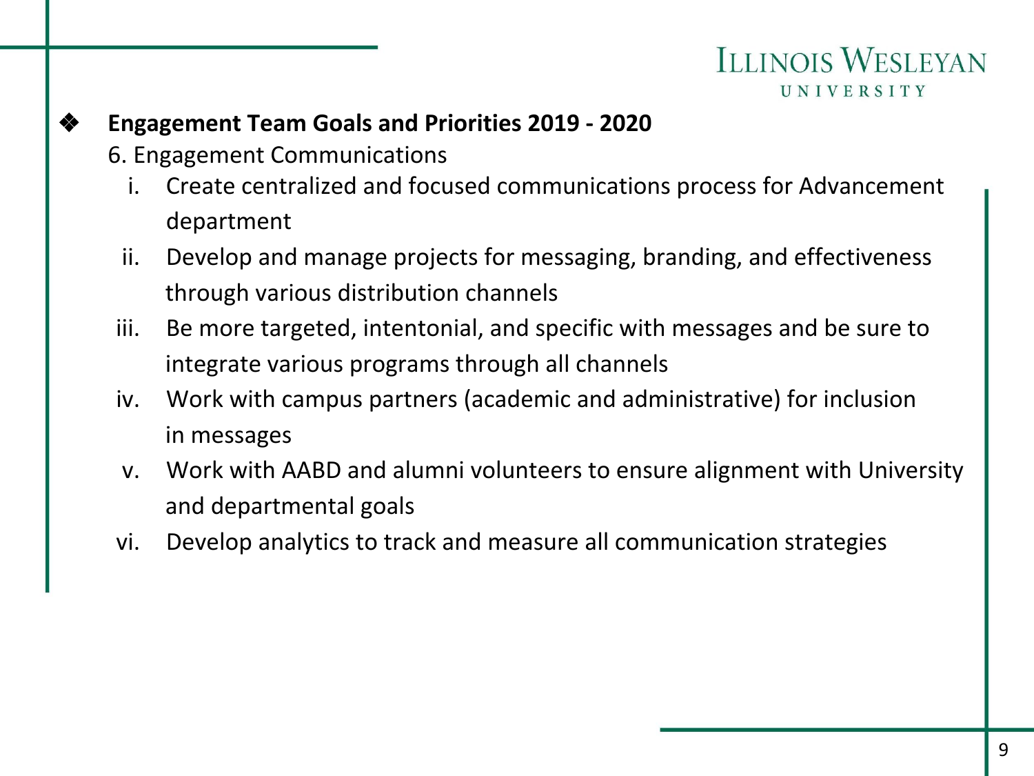- **Engagement Team Goals and Priorities 2019 - 2020**

  6. Engagement Communications

     i. Create centralized and focused communications process for Advancement department
     ii. Develop and manage projects for messaging, branding, and effectiveness through various distribution channels
     iii. Be more targeted, intentonial, and specific with messages and be sure to integrate various programs through all channels
     iv. Work with campus partners (academic and administrative) for inclusion in messages
     v. Work with AABD and alumni volunteers to ensure alignment with University and departmental goals
     vi. Develop analytics to track and measure all communication strategies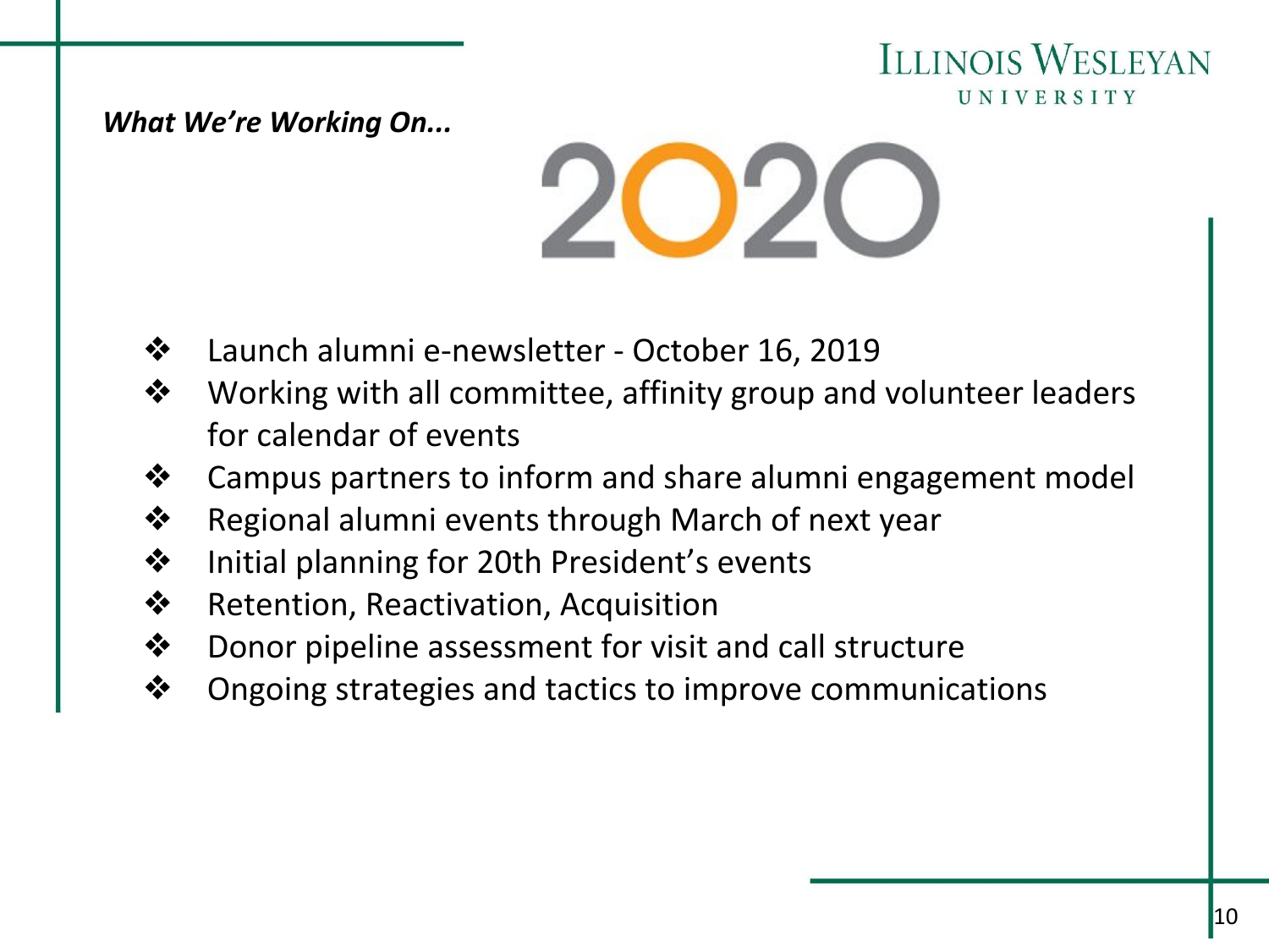ILLINOIS WESLEYAN UNIVERSITY

***What We're Working On...***

# 2020

- Launch alumni e-newsletter - October 16, 2019
- Working with all committee, affinity group and volunteer leaders for calendar of events
- Campus partners to inform and share alumni engagement model
- Regional alumni events through March of next year
- Initial planning for 20th President's events
- Retention, Reactivation, Acquisition
- Donor pipeline assessment for visit and call structure
- Ongoing strategies and tactics to improve communications